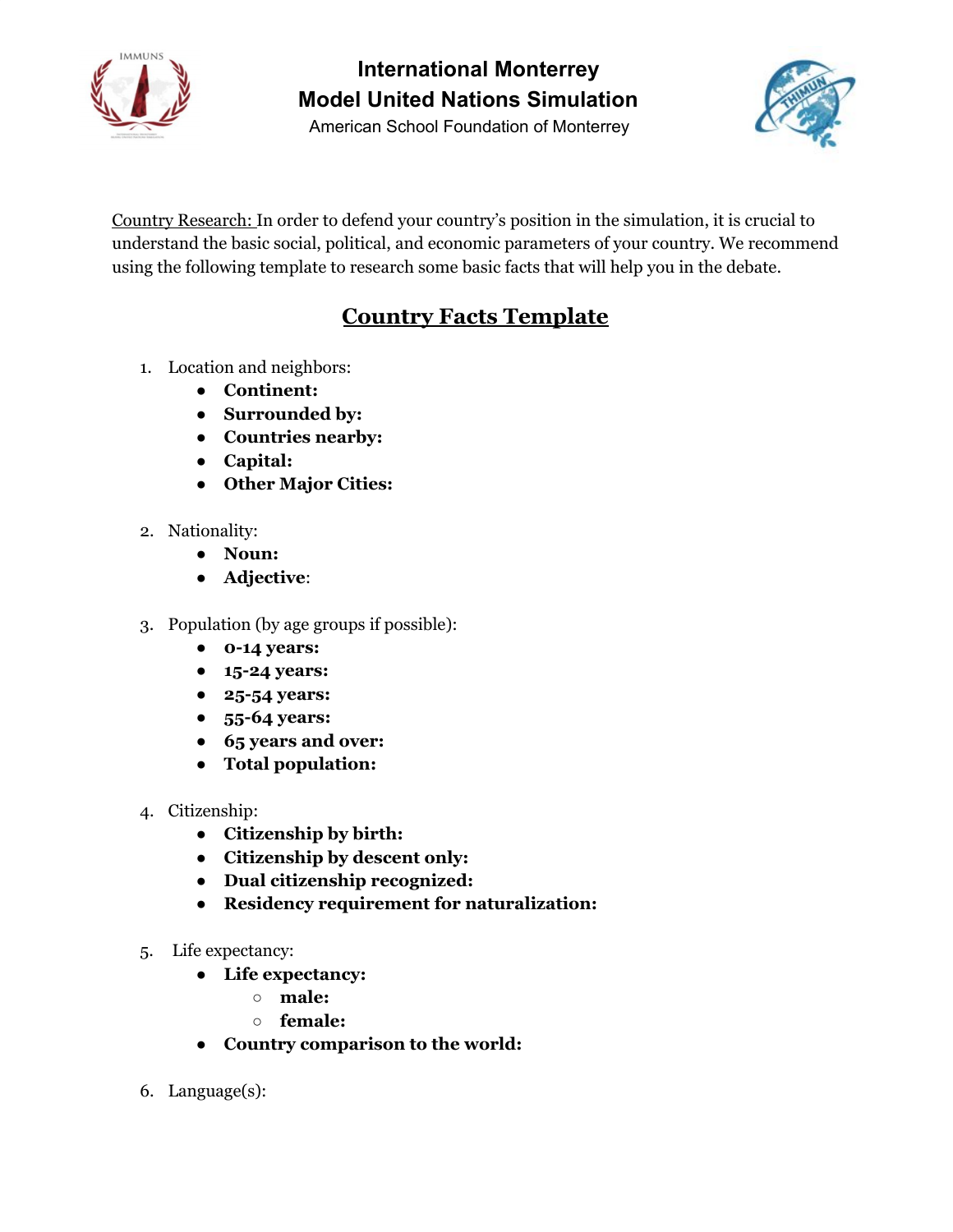**International Monterrey**
**Model United Nations Simulation**
American School Foundation of Monterrey

Country Research: In order to defend your country's position in the simulation, it is crucial to understand the basic social, political, and economic parameters of your country. We recommend using the following template to research some basic facts that will help you in the debate.

## Country Facts Template

1. Location and neighbors:
   - **Continent:**
   - **Surrounded by:**
   - **Countries nearby:**
   - **Capital:**
   - **Other Major Cities:**

2. Nationality:
   - **Noun:**
   - **Adjective**:

3. Population (by age groups if possible):
   - **0-14 years:**
   - **15-24 years:**
   - **25-54 years:**
   - **55-64 years:**
   - **65 years and over:**
   - **Total population:**

4. Citizenship:
   - **Citizenship by birth:**
   - **Citizenship by descent only:**
   - **Dual citizenship recognized:**
   - **Residency requirement for naturalization:**

5. Life expectancy:
   - **Life expectancy:**
     - **male:**
     - **female:**
   - **Country comparison to the world:**

6. Language(s):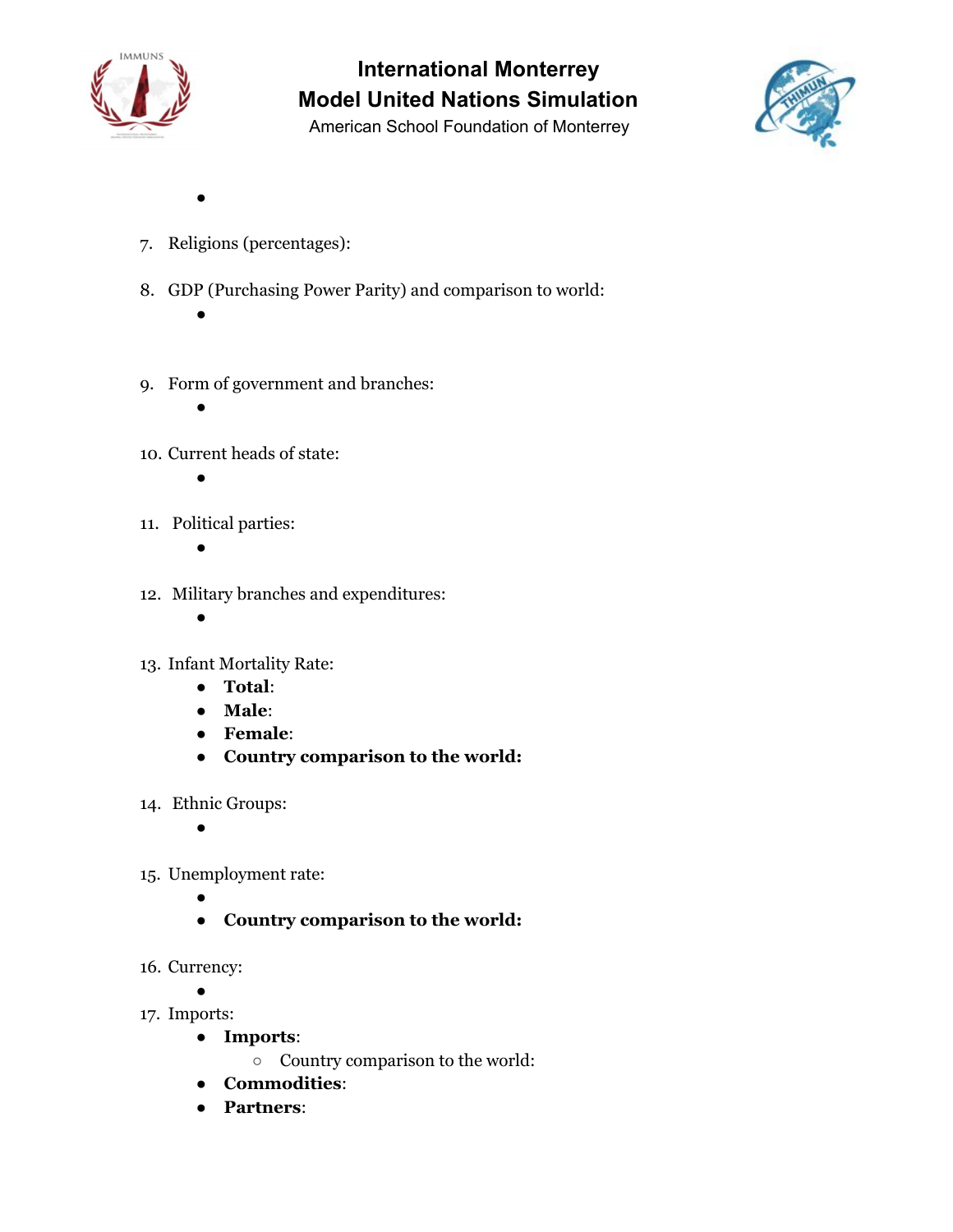- 

7. Religions (percentages):

8. GDP (Purchasing Power Parity) and comparison to world:
   - 

9. Form of government and branches:
   - 

10. Current heads of state:
    - 

11. Political parties:
    - 

12. Military branches and expenditures:
    - 

13. Infant Mortality Rate:
    - **Total**:
    - **Male**:
    - **Female**:
    - **Country comparison to the world:**

14. Ethnic Groups:
    - 

15. Unemployment rate:
    - 
    - **Country comparison to the world:**

16. Currency:
    - 

17. Imports:
    - **Imports**:
      - Country comparison to the world:
    - **Commodities**:
    - **Partners**: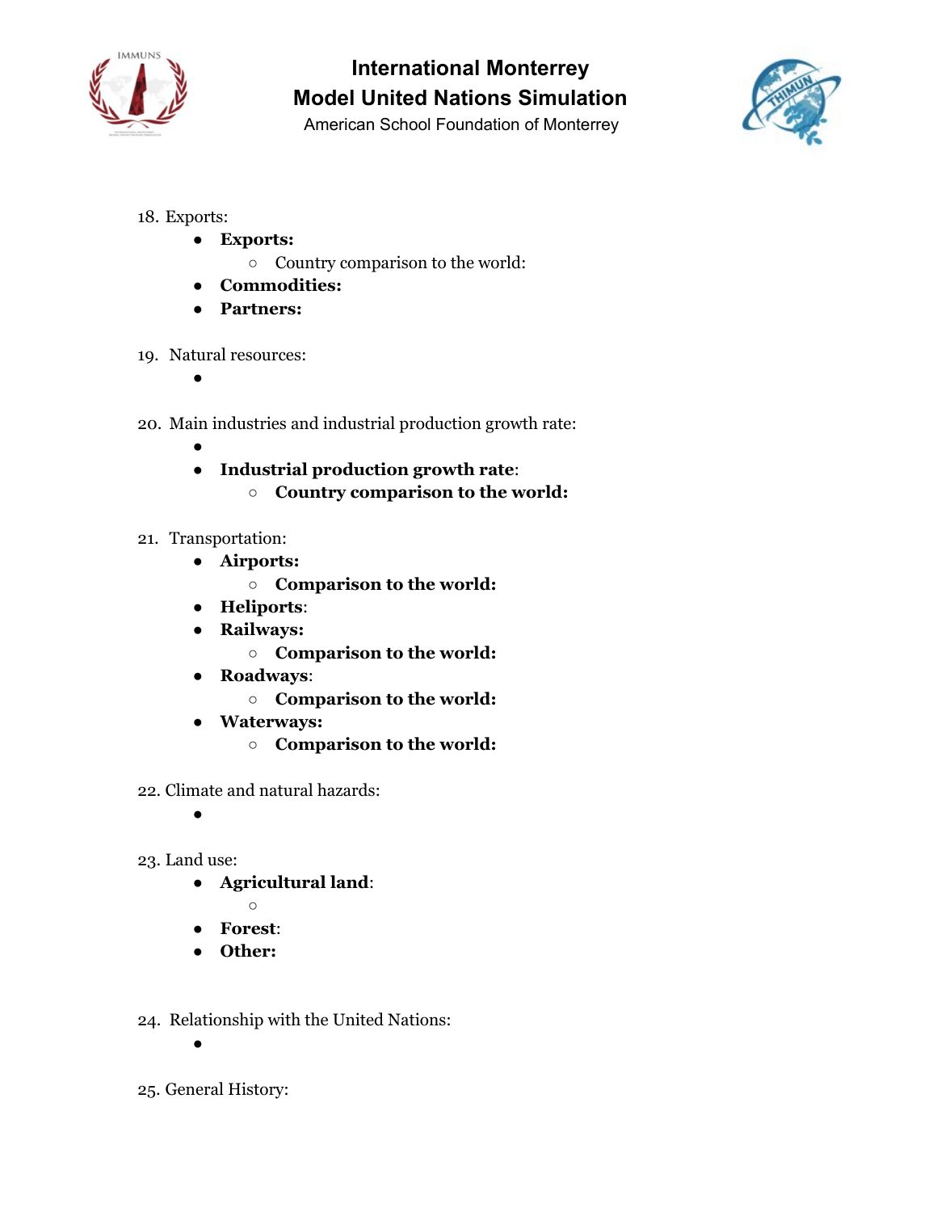18. Exports:
    - **Exports:**
        - Country comparison to the world:
    - **Commodities:**
    - **Partners:**

19. Natural resources:
    -

20. Main industries and industrial production growth rate:
    -
    - **Industrial production growth rate**:
        - **Country comparison to the world:**

21. Transportation:
    - **Airports:**
        - **Comparison to the world:**
    - **Heliports**:
    - **Railways:**
        - **Comparison to the world:**
    - **Roadways**:
        - **Comparison to the world:**
    - **Waterways:**
        - **Comparison to the world:**

22. Climate and natural hazards:
    -

23. Land use:
    - **Agricultural land**:
        -
    - **Forest**:
    - **Other:**

24. Relationship with the United Nations:
    -

25. General History: